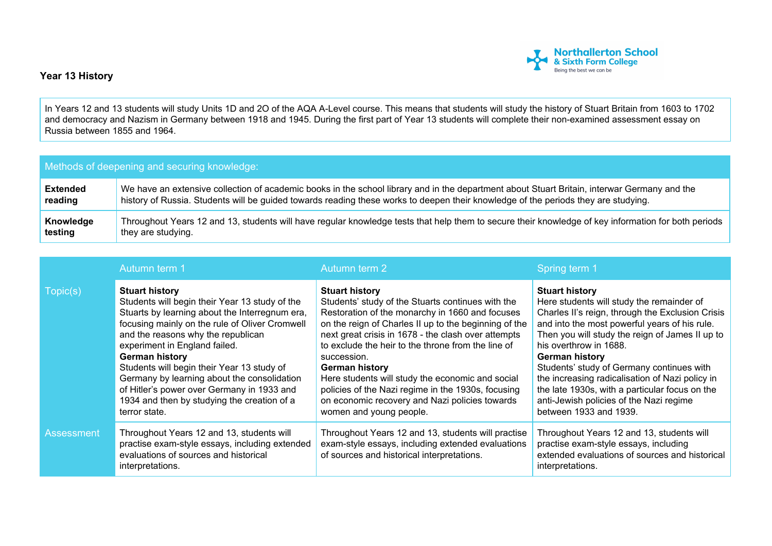## Year 13 History

In Years 12 and 13 students will study Units 1D and 2O of the AQA A-Level course. This means that students will study the history of Stuart Britain from 1603 to 1702 and democracy and Nazism in Germany between 1918 and 1945. During the first part of Year 13 students will complete their non-examined assessment essay on Russia between 1855 and 1964.

| Methods of deepening and securing knowledge: | |
| --- | --- |
| **Extended reading** | We have an extensive collection of academic books in the school library and in the department about Stuart Britain, interwar Germany and the history of Russia. Students will be guided towards reading these works to deepen their knowledge of the periods they are studying. |
| **Knowledge testing** | Throughout Years 12 and 13, students will have regular knowledge tests that help them to secure their knowledge of key information for both periods they are studying. |

| | Autumn term 1 | Autumn term 2 | Spring term 1 |
| --- | --- | --- | --- |
| Topic(s) | **Stuart history**<br>Students will begin their Year 13 study of the Stuarts by learning about the Interregnum era, focusing mainly on the rule of Oliver Cromwell and the reasons why the republican experiment in England failed.<br>**German history**<br>Students will begin their Year 13 study of Germany by learning about the consolidation of Hitler's power over Germany in 1933 and 1934 and then by studying the creation of a terror state. | **Stuart history**<br>Students' study of the Stuarts continues with the Restoration of the monarchy in 1660 and focuses on the reign of Charles II up to the beginning of the next great crisis in 1678 - the clash over attempts to exclude the heir to the throne from the line of succession.<br>**German history**<br>Here students will study the economic and social policies of the Nazi regime in the 1930s, focusing on economic recovery and Nazi policies towards women and young people. | **Stuart history**<br>Here students will study the remainder of Charles II's reign, through the Exclusion Crisis and into the most powerful years of his rule. Then you will study the reign of James II up to his overthrow in 1688.<br>**German history**<br>Students' study of Germany continues with the increasing radicalisation of Nazi policy in the late 1930s, with a particular focus on the anti-Jewish policies of the Nazi regime between 1933 and 1939. |
| Assessment | Throughout Years 12 and 13, students will practise exam-style essays, including extended evaluations of sources and historical interpretations. | Throughout Years 12 and 13, students will practise exam-style essays, including extended evaluations of sources and historical interpretations. | Throughout Years 12 and 13, students will practise exam-style essays, including extended evaluations of sources and historical interpretations. |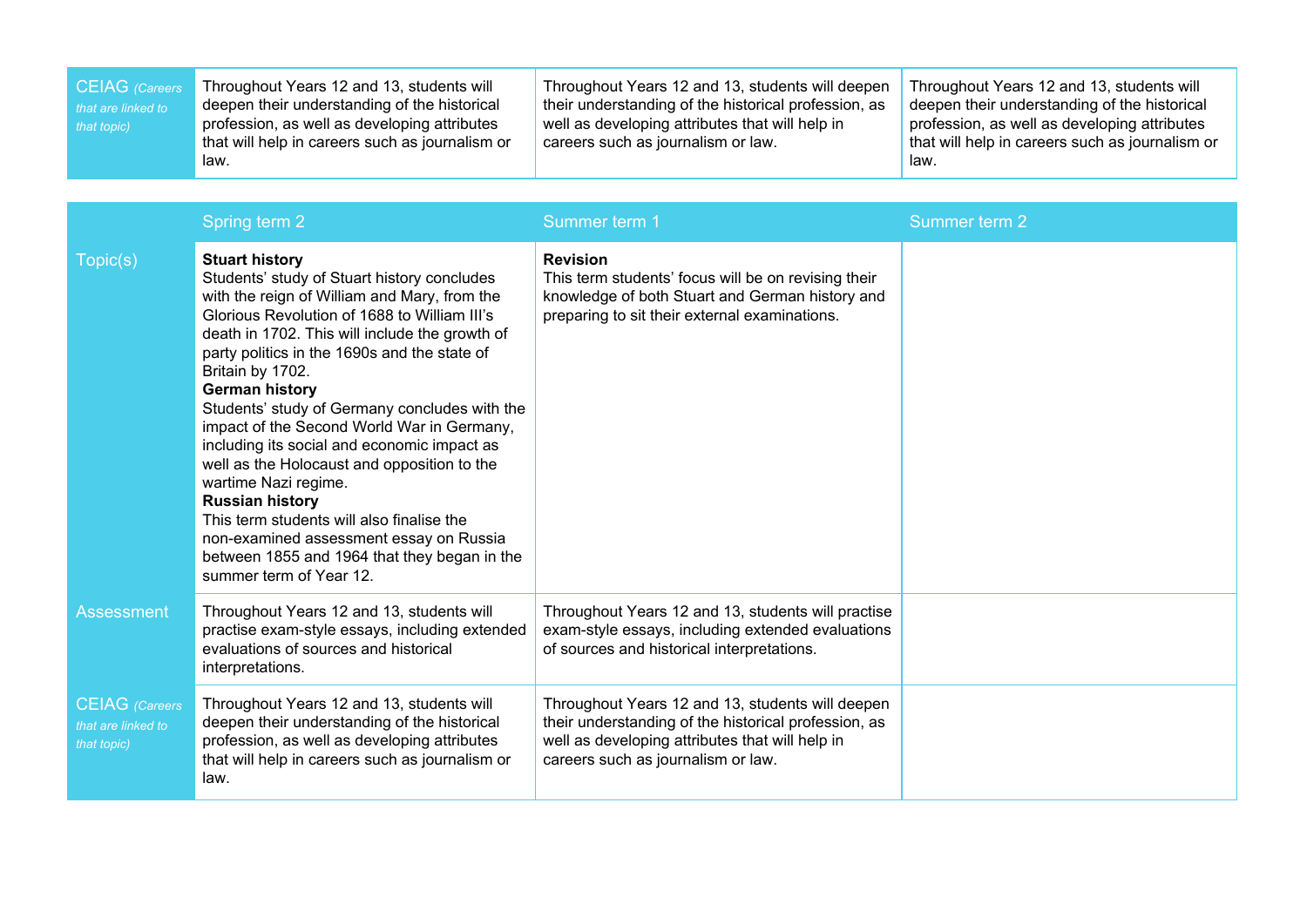| CEIAG *(Careers that are linked to that topic)* | Throughout Years 12 and 13, students will deepen their understanding of the historical profession, as well as developing attributes that will help in careers such as journalism or law. | Throughout Years 12 and 13, students will deepen their understanding of the historical profession, as well as developing attributes that will help in careers such as journalism or law. | Throughout Years 12 and 13, students will deepen their understanding of the historical profession, as well as developing attributes that will help in careers such as journalism or law. |
|---|---|---|---|

| | Spring term 2 | Summer term 1 | Summer term 2 |
|---|---|---|---|
| Topic(s) | **Stuart history**<br>Students' study of Stuart history concludes with the reign of William and Mary, from the Glorious Revolution of 1688 to William III's death in 1702. This will include the growth of party politics in the 1690s and the state of Britain by 1702.<br>**German history**<br>Students' study of Germany concludes with the impact of the Second World War in Germany, including its social and economic impact as well as the Holocaust and opposition to the wartime Nazi regime.<br>**Russian history**<br>This term students will also finalise the non-examined assessment essay on Russia between 1855 and 1964 that they began in the summer term of Year 12. | **Revision**<br>This term students' focus will be on revising their knowledge of both Stuart and German history and preparing to sit their external examinations. | |
| Assessment | Throughout Years 12 and 13, students will practise exam-style essays, including extended evaluations of sources and historical interpretations. | Throughout Years 12 and 13, students will practise exam-style essays, including extended evaluations of sources and historical interpretations. | |
| CEIAG *(Careers that are linked to that topic)* | Throughout Years 12 and 13, students will deepen their understanding of the historical profession, as well as developing attributes that will help in careers such as journalism or law. | Throughout Years 12 and 13, students will deepen their understanding of the historical profession, as well as developing attributes that will help in careers such as journalism or law. | |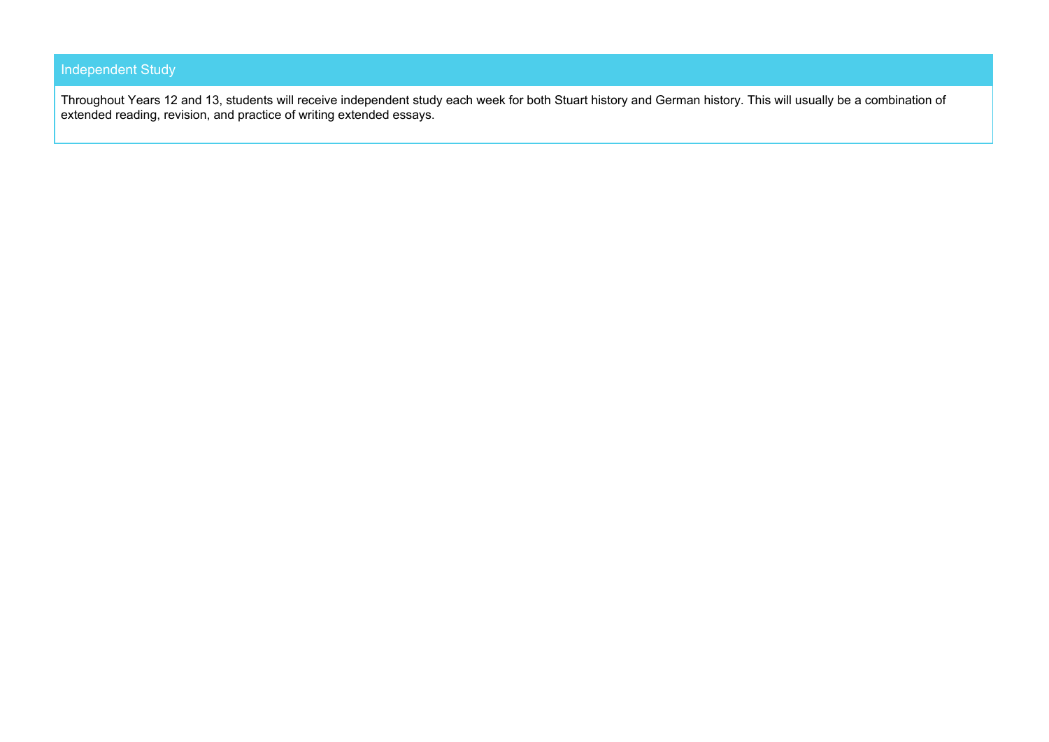## Independent Study

Throughout Years 12 and 13, students will receive independent study each week for both Stuart history and German history. This will usually be a combination of extended reading, revision, and practice of writing extended essays.